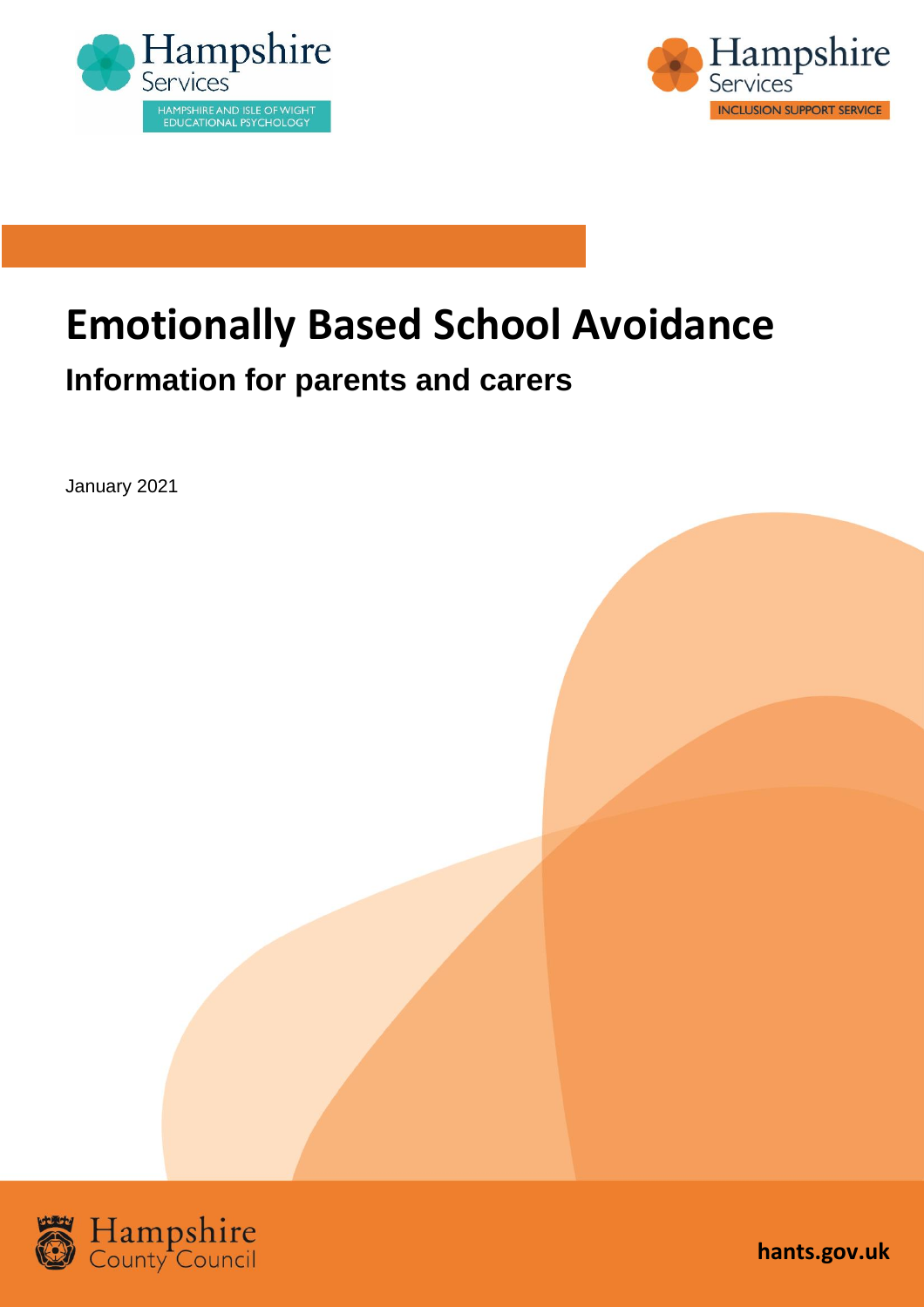Hampshire Services
HAMPSHIRE AND ISLE OF WIGHT EDUCATIONAL PSYCHOLOGY

Hampshire Services
INCLUSION SUPPORT SERVICE

# Emotionally Based School Avoidance

## Information for parents and carers

January 2021

Hampshire County Council

hants.gov.uk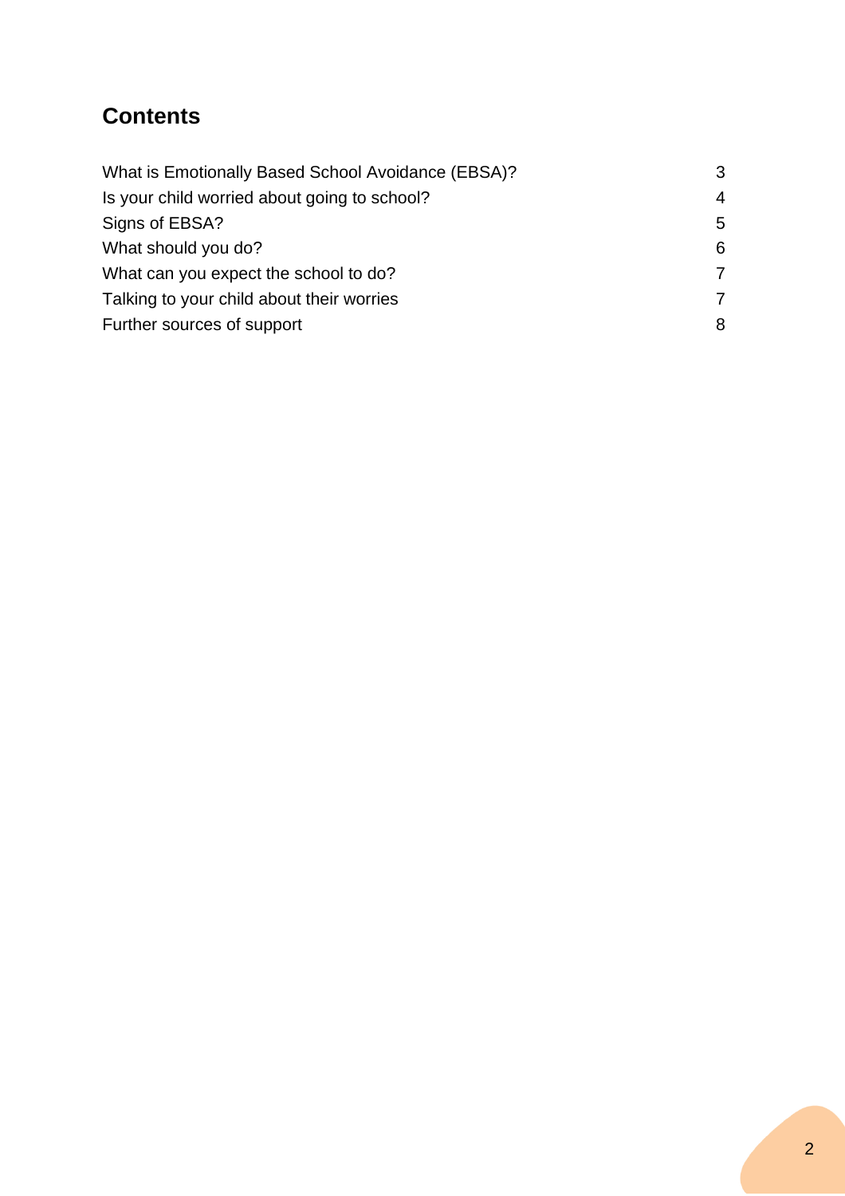## Contents

| | |
|---|---|
| What is Emotionally Based School Avoidance (EBSA)? | 3 |
| Is your child worried about going to school? | 4 |
| Signs of EBSA? | 5 |
| What should you do? | 6 |
| What can you expect the school to do? | 7 |
| Talking to your child about their worries | 7 |
| Further sources of support | 8 |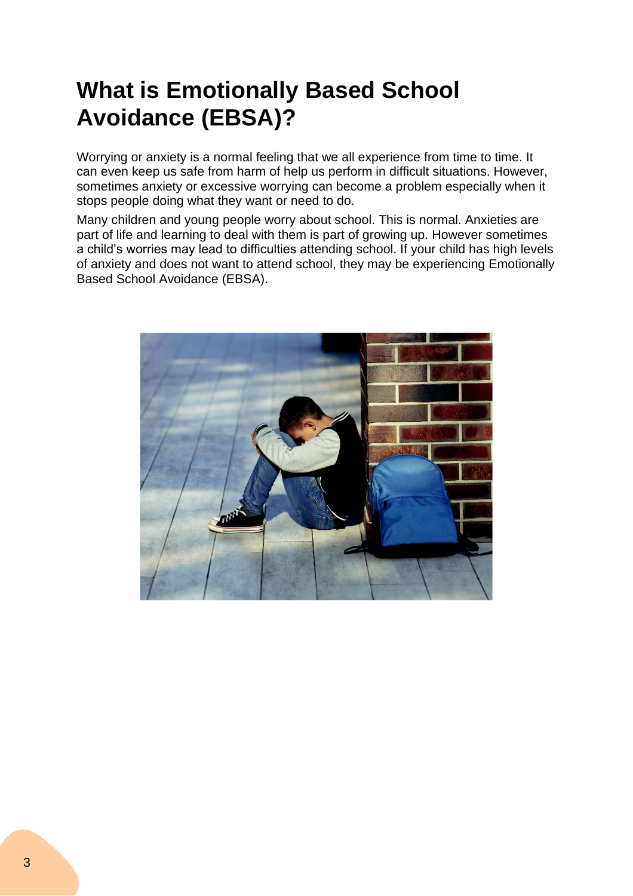# What is Emotionally Based School Avoidance (EBSA)?

Worrying or anxiety is a normal feeling that we all experience from time to time. It can even keep us safe from harm of help us perform in difficult situations. However, sometimes anxiety or excessive worrying can become a problem especially when it stops people doing what they want or need to do.

Many children and young people worry about school. This is normal. Anxieties are part of life and learning to deal with them is part of growing up. However sometimes a child's worries may lead to difficulties attending school. If your child has high levels of anxiety and does not want to attend school, they may be experiencing Emotionally Based School Avoidance (EBSA).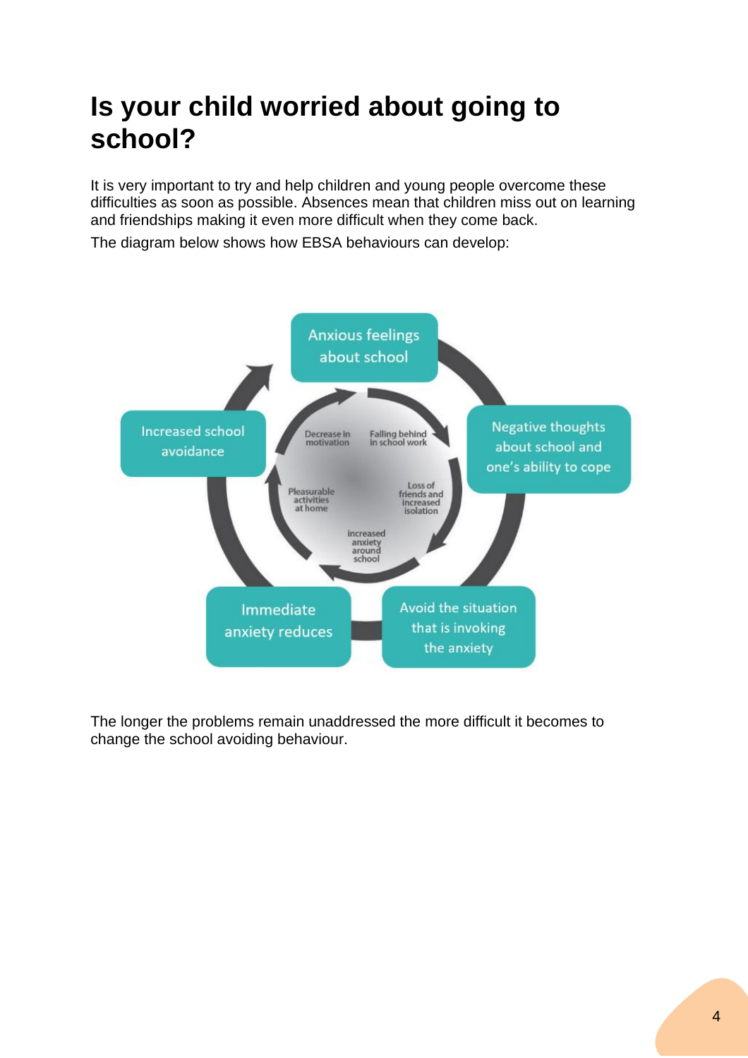# Is your child worried about going to school?

It is very important to try and help children and young people overcome these difficulties as soon as possible. Absences mean that children miss out on learning and friendships making it even more difficult when they come back.

The diagram below shows how EBSA behaviours can develop:

Anxious feelings about school

Negative thoughts about school and one's ability to cope

Avoid the situation that is invoking the anxiety

Immediate anxiety reduces

Increased school avoidance

Decrease in motivation

Falling behind in school work

Loss of friends and increased isolation

Increased anxiety around school

Pleasurable activities at home

The longer the problems remain unaddressed the more difficult it becomes to change the school avoiding behaviour.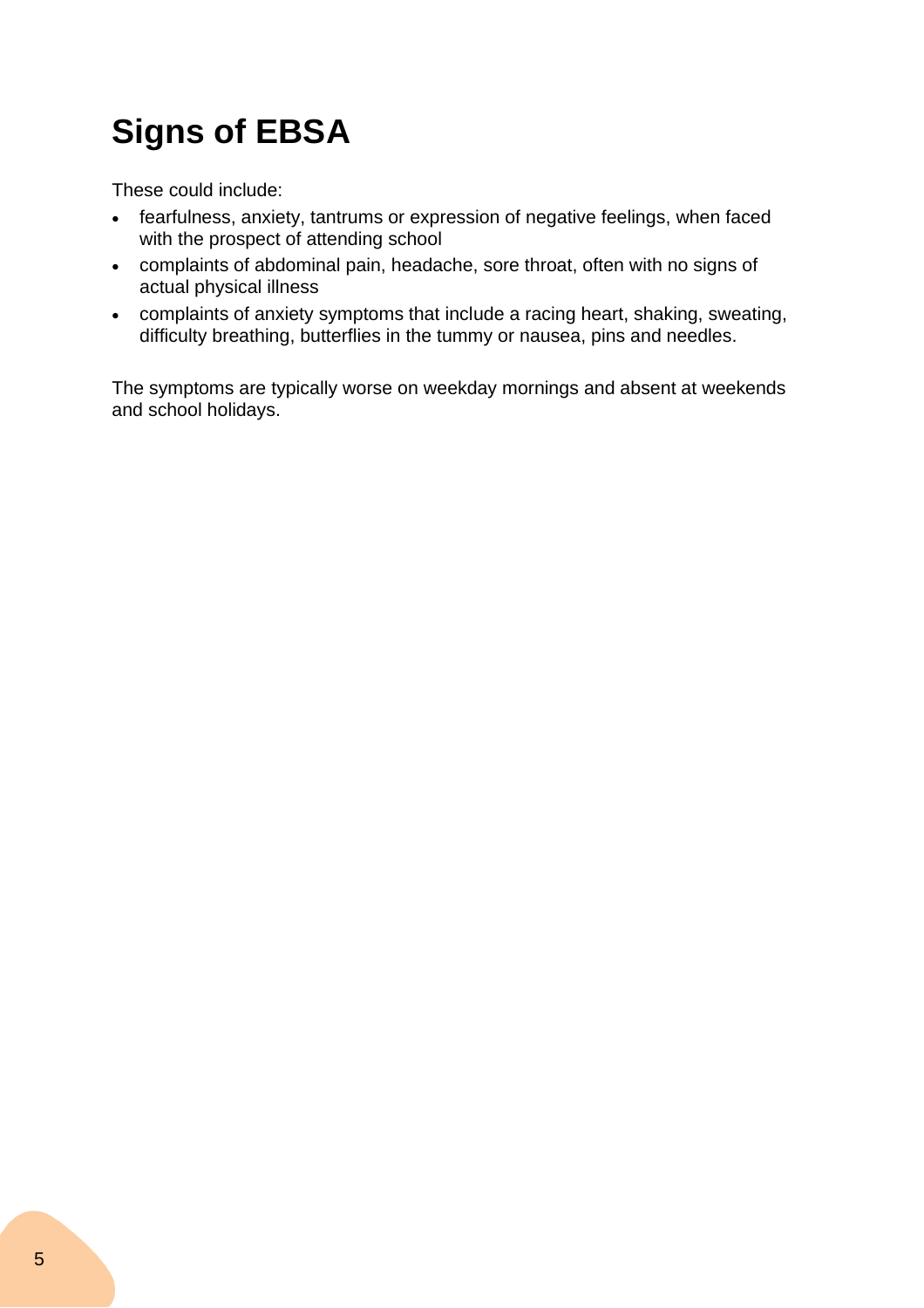# Signs of EBSA

These could include:

- fearfulness, anxiety, tantrums or expression of negative feelings, when faced with the prospect of attending school
- complaints of abdominal pain, headache, sore throat, often with no signs of actual physical illness
- complaints of anxiety symptoms that include a racing heart, shaking, sweating, difficulty breathing, butterflies in the tummy or nausea, pins and needles.

The symptoms are typically worse on weekday mornings and absent at weekends and school holidays.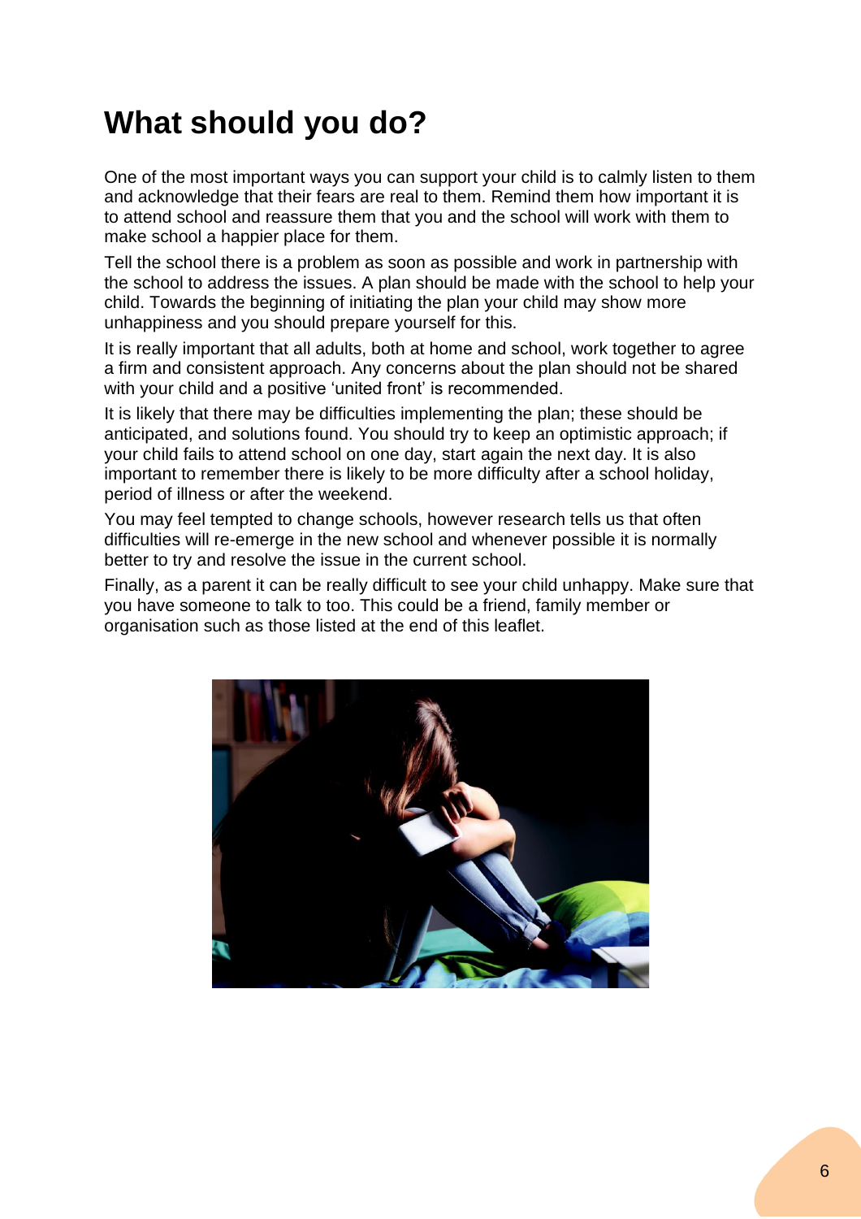# What should you do?

One of the most important ways you can support your child is to calmly listen to them and acknowledge that their fears are real to them. Remind them how important it is to attend school and reassure them that you and the school will work with them to make school a happier place for them.

Tell the school there is a problem as soon as possible and work in partnership with the school to address the issues. A plan should be made with the school to help your child. Towards the beginning of initiating the plan your child may show more unhappiness and you should prepare yourself for this.

It is really important that all adults, both at home and school, work together to agree a firm and consistent approach. Any concerns about the plan should not be shared with your child and a positive 'united front' is recommended.

It is likely that there may be difficulties implementing the plan; these should be anticipated, and solutions found. You should try to keep an optimistic approach; if your child fails to attend school on one day, start again the next day. It is also important to remember there is likely to be more difficulty after a school holiday, period of illness or after the weekend.

You may feel tempted to change schools, however research tells us that often difficulties will re-emerge in the new school and whenever possible it is normally better to try and resolve the issue in the current school.

Finally, as a parent it can be really difficult to see your child unhappy. Make sure that you have someone to talk to too. This could be a friend, family member or organisation such as those listed at the end of this leaflet.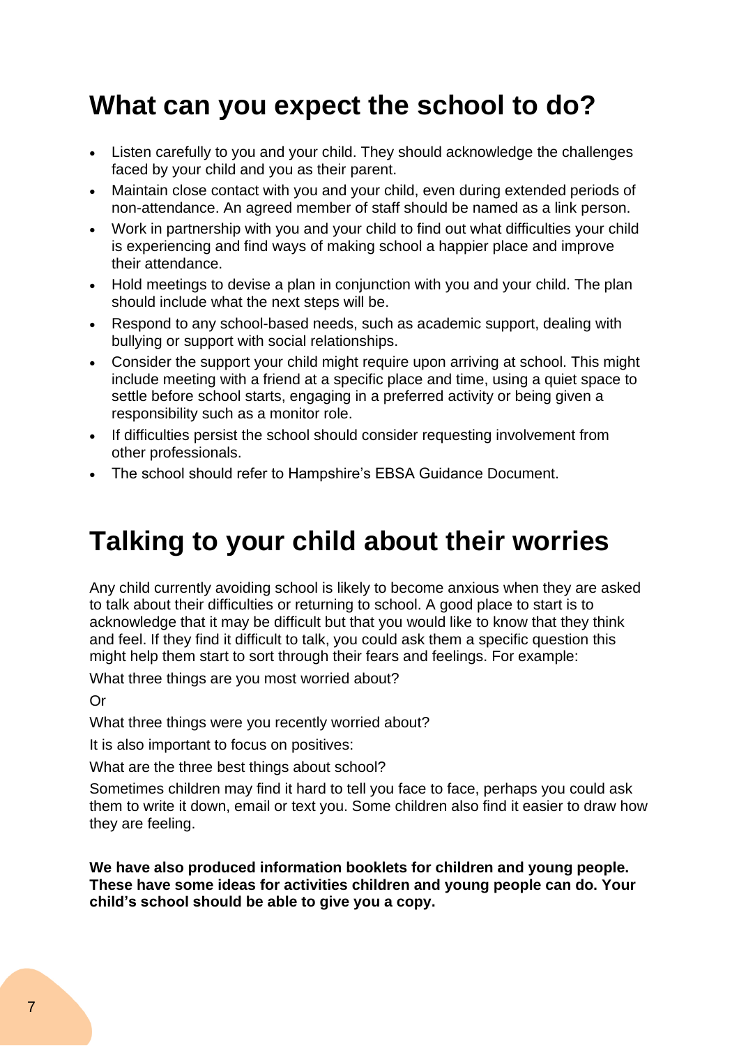## What can you expect the school to do?

- Listen carefully to you and your child. They should acknowledge the challenges faced by your child and you as their parent.
- Maintain close contact with you and your child, even during extended periods of non-attendance. An agreed member of staff should be named as a link person.
- Work in partnership with you and your child to find out what difficulties your child is experiencing and find ways of making school a happier place and improve their attendance.
- Hold meetings to devise a plan in conjunction with you and your child. The plan should include what the next steps will be.
- Respond to any school-based needs, such as academic support, dealing with bullying or support with social relationships.
- Consider the support your child might require upon arriving at school. This might include meeting with a friend at a specific place and time, using a quiet space to settle before school starts, engaging in a preferred activity or being given a responsibility such as a monitor role.
- If difficulties persist the school should consider requesting involvement from other professionals.
- The school should refer to Hampshire's EBSA Guidance Document.

## Talking to your child about their worries

Any child currently avoiding school is likely to become anxious when they are asked to talk about their difficulties or returning to school. A good place to start is to acknowledge that it may be difficult but that you would like to know that they think and feel. If they find it difficult to talk, you could ask them a specific question this might help them start to sort through their fears and feelings. For example:

What three things are you most worried about?

Or

What three things were you recently worried about?

It is also important to focus on positives:

What are the three best things about school?

Sometimes children may find it hard to tell you face to face, perhaps you could ask them to write it down, email or text you. Some children also find it easier to draw how they are feeling.

**We have also produced information booklets for children and young people. These have some ideas for activities children and young people can do. Your child's school should be able to give you a copy.**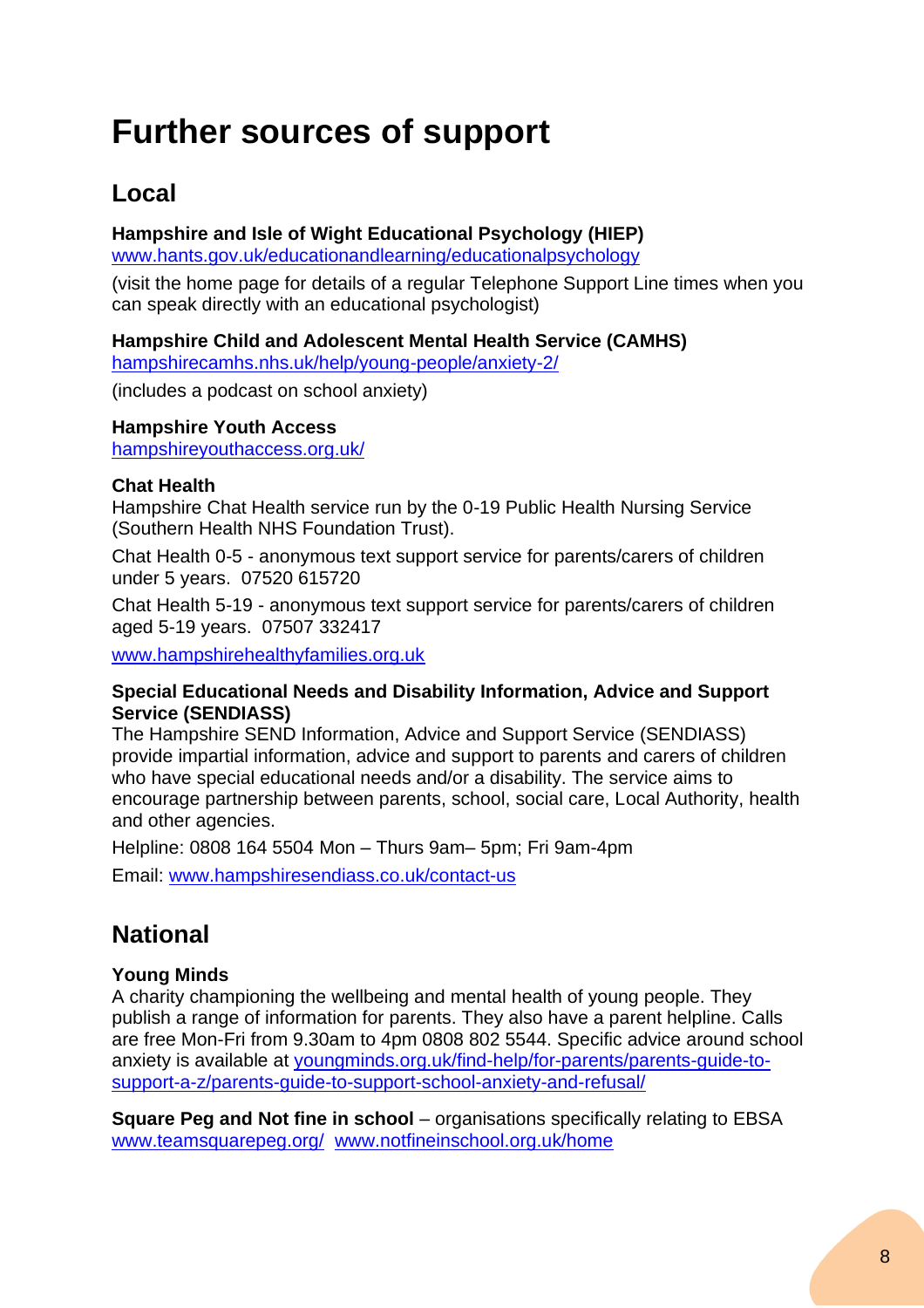# Further sources of support

## Local

**Hampshire and Isle of Wight Educational Psychology (HIEP)**
www.hants.gov.uk/educationandlearning/educationalpsychology

(visit the home page for details of a regular Telephone Support Line times when you can speak directly with an educational psychologist)

**Hampshire Child and Adolescent Mental Health Service (CAMHS)**
hampshirecamhs.nhs.uk/help/young-people/anxiety-2/

(includes a podcast on school anxiety)

**Hampshire Youth Access**
hampshireyouthaccess.org.uk/

**Chat Health**
Hampshire Chat Health service run by the 0-19 Public Health Nursing Service (Southern Health NHS Foundation Trust).

Chat Health 0-5 - anonymous text support service for parents/carers of children under 5 years. 07520 615720

Chat Health 5-19 - anonymous text support service for parents/carers of children aged 5-19 years. 07507 332417

www.hampshirehealthyfamilies.org.uk

**Special Educational Needs and Disability Information, Advice and Support Service (SENDIASS)**
The Hampshire SEND Information, Advice and Support Service (SENDIASS) provide impartial information, advice and support to parents and carers of children who have special educational needs and/or a disability. The service aims to encourage partnership between parents, school, social care, Local Authority, health and other agencies.

Helpline: 0808 164 5504 Mon – Thurs 9am– 5pm; Fri 9am-4pm

Email: www.hampshiresendiass.co.uk/contact-us

## National

**Young Minds**
A charity championing the wellbeing and mental health of young people. They publish a range of information for parents. They also have a parent helpline. Calls are free Mon-Fri from 9.30am to 4pm 0808 802 5544. Specific advice around school anxiety is available at youngminds.org.uk/find-help/for-parents/parents-guide-to-support-a-z/parents-guide-to-support-school-anxiety-and-refusal/

**Square Peg and Not fine in school** – organisations specifically relating to EBSA
www.teamsquarepeg.org/ www.notfineinschool.org.uk/home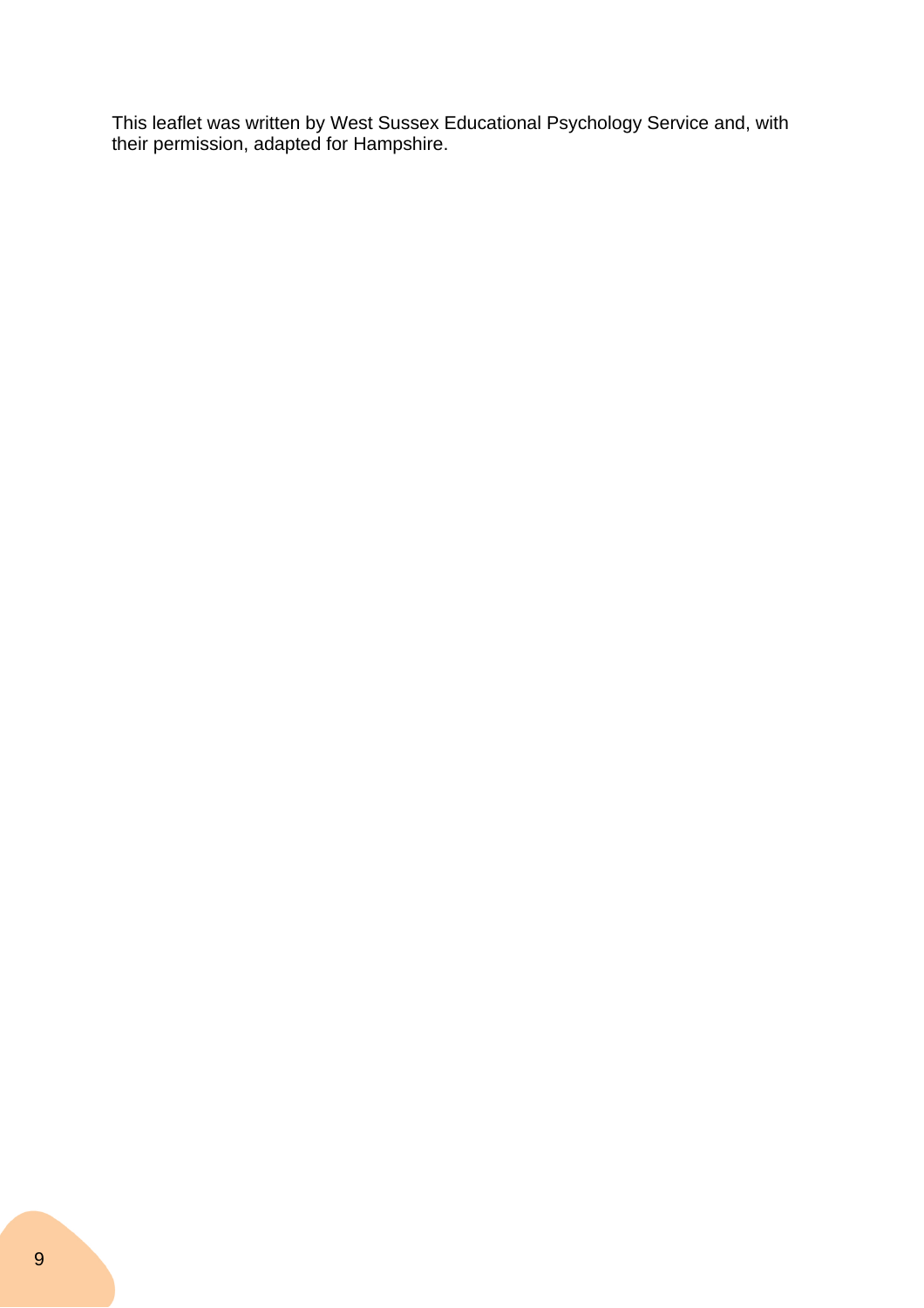This leaflet was written by West Sussex Educational Psychology Service and, with their permission, adapted for Hampshire.